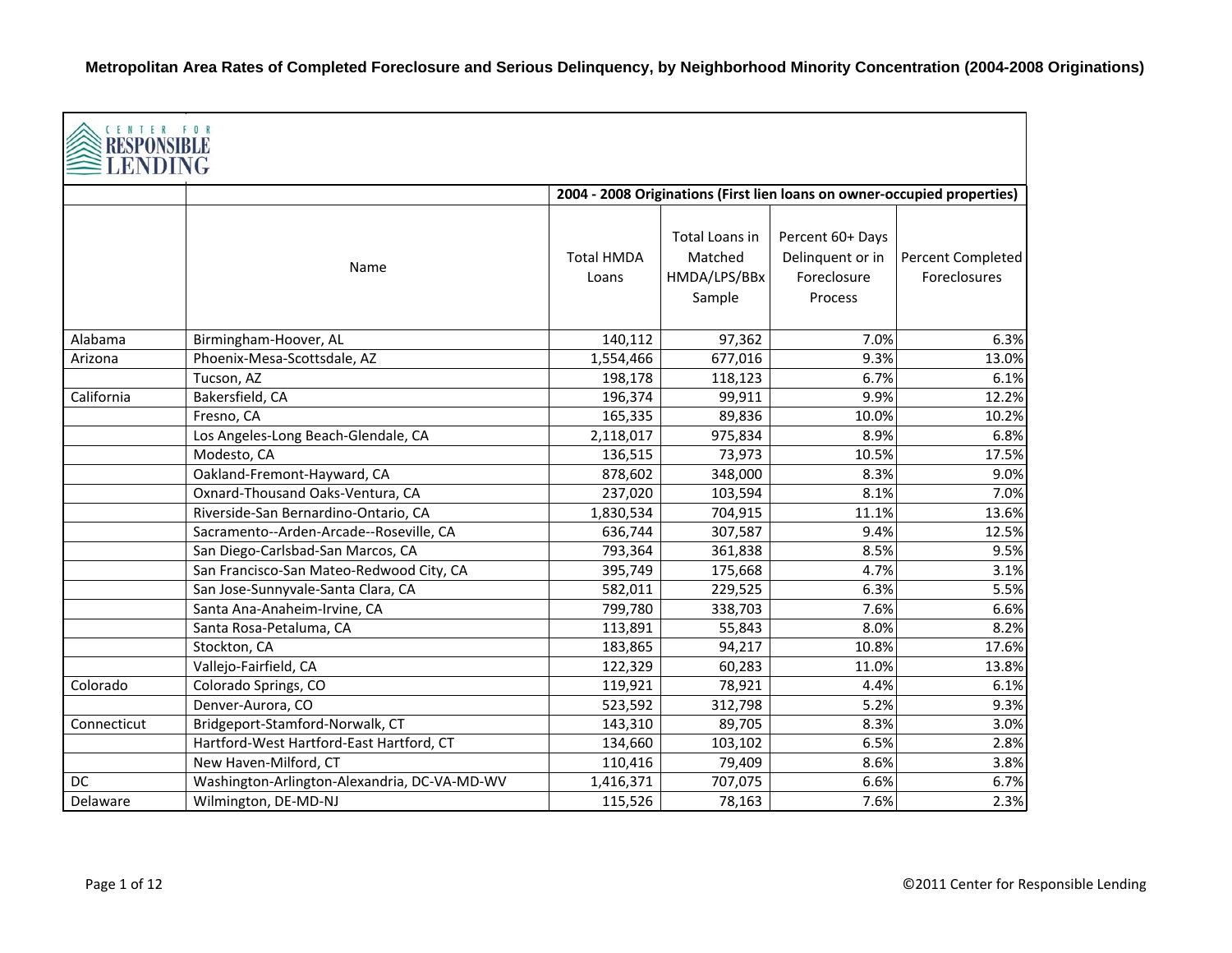# Metropolitan Area Rates of Completed Foreclosure and Serious Delinquency, by Neighborhood Minority Concentration (2004-2008 Originations)

CENTER FOR RESPONSIBLE LENDING

| | | 2004 - 2008 Originations (First lien loans on owner-occupied properties) | | | |
|---|---|---|---|---|---|
| | Name | Total HMDA Loans | Total Loans in Matched HMDA/LPS/BBx Sample | Percent 60+ Days Delinquent or in Foreclosure Process | Percent Completed Foreclosures |
| Alabama | Birmingham-Hoover, AL | 140,112 | 97,362 | 7.0% | 6.3% |
| Arizona | Phoenix-Mesa-Scottsdale, AZ | 1,554,466 | 677,016 | 9.3% | 13.0% |
| | Tucson, AZ | 198,178 | 118,123 | 6.7% | 6.1% |
| California | Bakersfield, CA | 196,374 | 99,911 | 9.9% | 12.2% |
| | Fresno, CA | 165,335 | 89,836 | 10.0% | 10.2% |
| | Los Angeles-Long Beach-Glendale, CA | 2,118,017 | 975,834 | 8.9% | 6.8% |
| | Modesto, CA | 136,515 | 73,973 | 10.5% | 17.5% |
| | Oakland-Fremont-Hayward, CA | 878,602 | 348,000 | 8.3% | 9.0% |
| | Oxnard-Thousand Oaks-Ventura, CA | 237,020 | 103,594 | 8.1% | 7.0% |
| | Riverside-San Bernardino-Ontario, CA | 1,830,534 | 704,915 | 11.1% | 13.6% |
| | Sacramento--Arden-Arcade--Roseville, CA | 636,744 | 307,587 | 9.4% | 12.5% |
| | San Diego-Carlsbad-San Marcos, CA | 793,364 | 361,838 | 8.5% | 9.5% |
| | San Francisco-San Mateo-Redwood City, CA | 395,749 | 175,668 | 4.7% | 3.1% |
| | San Jose-Sunnyvale-Santa Clara, CA | 582,011 | 229,525 | 6.3% | 5.5% |
| | Santa Ana-Anaheim-Irvine, CA | 799,780 | 338,703 | 7.6% | 6.6% |
| | Santa Rosa-Petaluma, CA | 113,891 | 55,843 | 8.0% | 8.2% |
| | Stockton, CA | 183,865 | 94,217 | 10.8% | 17.6% |
| | Vallejo-Fairfield, CA | 122,329 | 60,283 | 11.0% | 13.8% |
| Colorado | Colorado Springs, CO | 119,921 | 78,921 | 4.4% | 6.1% |
| | Denver-Aurora, CO | 523,592 | 312,798 | 5.2% | 9.3% |
| Connecticut | Bridgeport-Stamford-Norwalk, CT | 143,310 | 89,705 | 8.3% | 3.0% |
| | Hartford-West Hartford-East Hartford, CT | 134,660 | 103,102 | 6.5% | 2.8% |
| | New Haven-Milford, CT | 110,416 | 79,409 | 8.6% | 3.8% |
| DC | Washington-Arlington-Alexandria, DC-VA-MD-WV | 1,416,371 | 707,075 | 6.6% | 6.7% |
| Delaware | Wilmington, DE-MD-NJ | 115,526 | 78,163 | 7.6% | 2.3% |

©2011 Center for Responsible Lending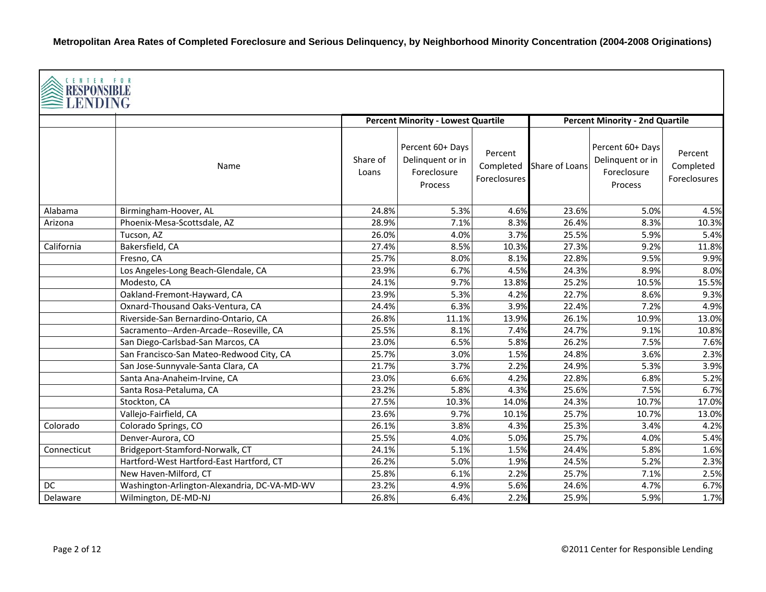**Metropolitan Area Rates of Completed Foreclosure and Serious Delinquency, by Neighborhood Minority Concentration (2004-2008 Originations)**

CENTER FOR RESPONSIBLE LENDING

| | | Percent Minority - Lowest Quartile | | | Percent Minority - 2nd Quartile | | |
|---|---|---|---|---|---|---|---|
| | Name | Share of Loans | Percent 60+ Days Delinquent or in Foreclosure Process | Percent Completed Foreclosures | Share of Loans | Percent 60+ Days Delinquent or in Foreclosure Process | Percent Completed Foreclosures |
| Alabama | Birmingham-Hoover, AL | 24.8% | 5.3% | 4.6% | 23.6% | 5.0% | 4.5% |
| Arizona | Phoenix-Mesa-Scottsdale, AZ | 28.9% | 7.1% | 8.3% | 26.4% | 8.3% | 10.3% |
| | Tucson, AZ | 26.0% | 4.0% | 3.7% | 25.5% | 5.9% | 5.4% |
| California | Bakersfield, CA | 27.4% | 8.5% | 10.3% | 27.3% | 9.2% | 11.8% |
| | Fresno, CA | 25.7% | 8.0% | 8.1% | 22.8% | 9.5% | 9.9% |
| | Los Angeles-Long Beach-Glendale, CA | 23.9% | 6.7% | 4.5% | 24.3% | 8.9% | 8.0% |
| | Modesto, CA | 24.1% | 9.7% | 13.8% | 25.2% | 10.5% | 15.5% |
| | Oakland-Fremont-Hayward, CA | 23.9% | 5.3% | 4.2% | 22.7% | 8.6% | 9.3% |
| | Oxnard-Thousand Oaks-Ventura, CA | 24.4% | 6.3% | 3.9% | 22.4% | 7.2% | 4.9% |
| | Riverside-San Bernardino-Ontario, CA | 26.8% | 11.1% | 13.9% | 26.1% | 10.9% | 13.0% |
| | Sacramento--Arden-Arcade--Roseville, CA | 25.5% | 8.1% | 7.4% | 24.7% | 9.1% | 10.8% |
| | San Diego-Carlsbad-San Marcos, CA | 23.0% | 6.5% | 5.8% | 26.2% | 7.5% | 7.6% |
| | San Francisco-San Mateo-Redwood City, CA | 25.7% | 3.0% | 1.5% | 24.8% | 3.6% | 2.3% |
| | San Jose-Sunnyvale-Santa Clara, CA | 21.7% | 3.7% | 2.2% | 24.9% | 5.3% | 3.9% |
| | Santa Ana-Anaheim-Irvine, CA | 23.0% | 6.6% | 4.2% | 22.8% | 6.8% | 5.2% |
| | Santa Rosa-Petaluma, CA | 23.2% | 5.8% | 4.3% | 25.6% | 7.5% | 6.7% |
| | Stockton, CA | 27.5% | 10.3% | 14.0% | 24.3% | 10.7% | 17.0% |
| | Vallejo-Fairfield, CA | 23.6% | 9.7% | 10.1% | 25.7% | 10.7% | 13.0% |
| Colorado | Colorado Springs, CO | 26.1% | 3.8% | 4.3% | 25.3% | 3.4% | 4.2% |
| | Denver-Aurora, CO | 25.5% | 4.0% | 5.0% | 25.7% | 4.0% | 5.4% |
| Connecticut | Bridgeport-Stamford-Norwalk, CT | 24.1% | 5.1% | 1.5% | 24.4% | 5.8% | 1.6% |
| | Hartford-West Hartford-East Hartford, CT | 26.2% | 5.0% | 1.9% | 24.5% | 5.2% | 2.3% |
| | New Haven-Milford, CT | 25.8% | 6.1% | 2.2% | 25.7% | 7.1% | 2.5% |
| DC | Washington-Arlington-Alexandria, DC-VA-MD-WV | 23.2% | 4.9% | 5.6% | 24.6% | 4.7% | 6.7% |
| Delaware | Wilmington, DE-MD-NJ | 26.8% | 6.4% | 2.2% | 25.9% | 5.9% | 1.7% |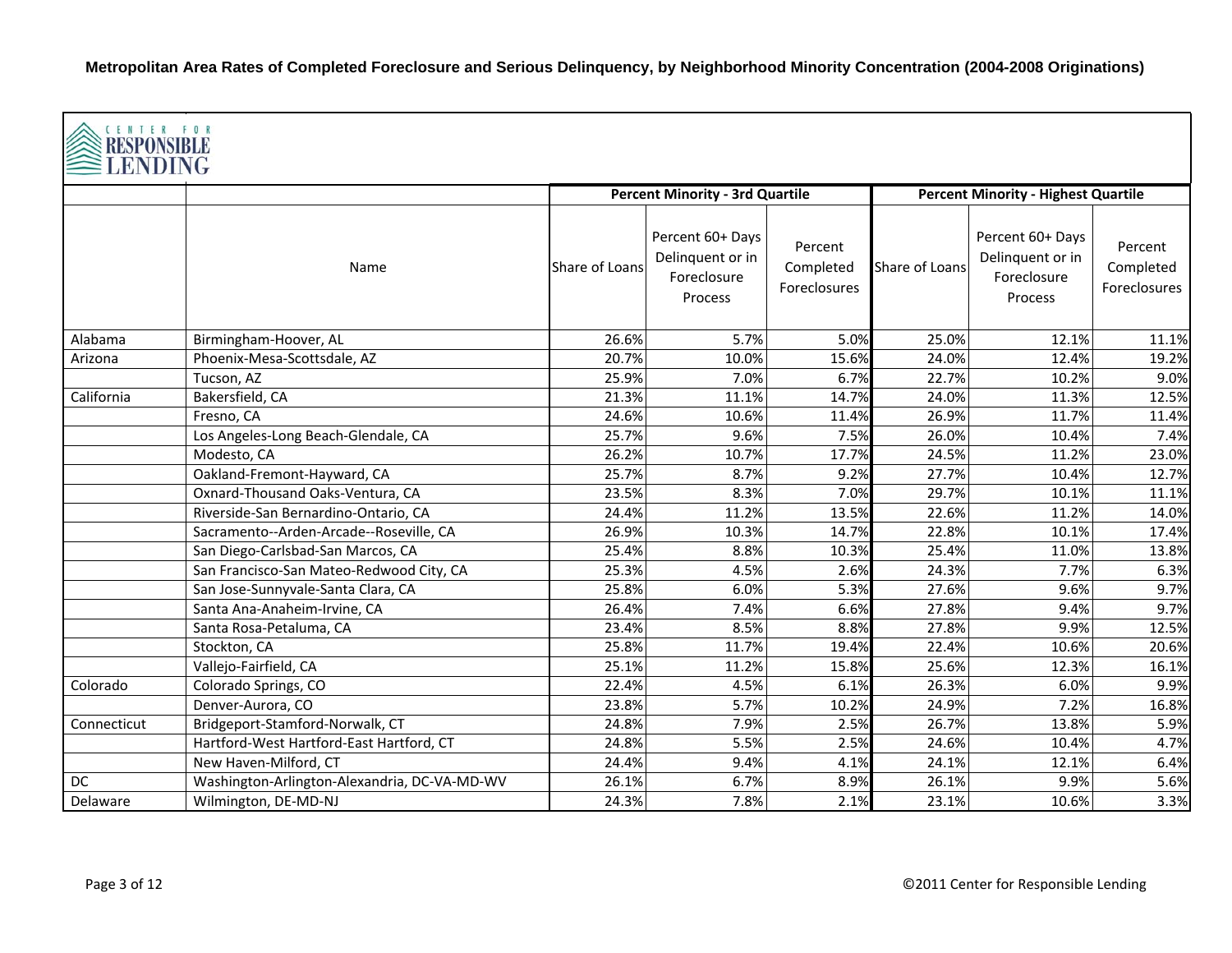**Metropolitan Area Rates of Completed Foreclosure and Serious Delinquency, by Neighborhood Minority Concentration (2004-2008 Originations)**

CENTER FOR RESPONSIBLE LENDING

| | | Percent Minority - 3rd Quartile | | | Percent Minority - Highest Quartile | | |
|---|---|---|---|---|---|---|---|
| | Name | Share of Loans | Percent 60+ Days Delinquent or in Foreclosure Process | Percent Completed Foreclosures | Share of Loans | Percent 60+ Days Delinquent or in Foreclosure Process | Percent Completed Foreclosures |
| Alabama | Birmingham-Hoover, AL | 26.6% | 5.7% | 5.0% | 25.0% | 12.1% | 11.1% |
| Arizona | Phoenix-Mesa-Scottsdale, AZ | 20.7% | 10.0% | 15.6% | 24.0% | 12.4% | 19.2% |
| | Tucson, AZ | 25.9% | 7.0% | 6.7% | 22.7% | 10.2% | 9.0% |
| California | Bakersfield, CA | 21.3% | 11.1% | 14.7% | 24.0% | 11.3% | 12.5% |
| | Fresno, CA | 24.6% | 10.6% | 11.4% | 26.9% | 11.7% | 11.4% |
| | Los Angeles-Long Beach-Glendale, CA | 25.7% | 9.6% | 7.5% | 26.0% | 10.4% | 7.4% |
| | Modesto, CA | 26.2% | 10.7% | 17.7% | 24.5% | 11.2% | 23.0% |
| | Oakland-Fremont-Hayward, CA | 25.7% | 8.7% | 9.2% | 27.7% | 10.4% | 12.7% |
| | Oxnard-Thousand Oaks-Ventura, CA | 23.5% | 8.3% | 7.0% | 29.7% | 10.1% | 11.1% |
| | Riverside-San Bernardino-Ontario, CA | 24.4% | 11.2% | 13.5% | 22.6% | 11.2% | 14.0% |
| | Sacramento--Arden-Arcade--Roseville, CA | 26.9% | 10.3% | 14.7% | 22.8% | 10.1% | 17.4% |
| | San Diego-Carlsbad-San Marcos, CA | 25.4% | 8.8% | 10.3% | 25.4% | 11.0% | 13.8% |
| | San Francisco-San Mateo-Redwood City, CA | 25.3% | 4.5% | 2.6% | 24.3% | 7.7% | 6.3% |
| | San Jose-Sunnyvale-Santa Clara, CA | 25.8% | 6.0% | 5.3% | 27.6% | 9.6% | 9.7% |
| | Santa Ana-Anaheim-Irvine, CA | 26.4% | 7.4% | 6.6% | 27.8% | 9.4% | 9.7% |
| | Santa Rosa-Petaluma, CA | 23.4% | 8.5% | 8.8% | 27.8% | 9.9% | 12.5% |
| | Stockton, CA | 25.8% | 11.7% | 19.4% | 22.4% | 10.6% | 20.6% |
| | Vallejo-Fairfield, CA | 25.1% | 11.2% | 15.8% | 25.6% | 12.3% | 16.1% |
| Colorado | Colorado Springs, CO | 22.4% | 4.5% | 6.1% | 26.3% | 6.0% | 9.9% |
| | Denver-Aurora, CO | 23.8% | 5.7% | 10.2% | 24.9% | 7.2% | 16.8% |
| Connecticut | Bridgeport-Stamford-Norwalk, CT | 24.8% | 7.9% | 2.5% | 26.7% | 13.8% | 5.9% |
| | Hartford-West Hartford-East Hartford, CT | 24.8% | 5.5% | 2.5% | 24.6% | 10.4% | 4.7% |
| | New Haven-Milford, CT | 24.4% | 9.4% | 4.1% | 24.1% | 12.1% | 6.4% |
| DC | Washington-Arlington-Alexandria, DC-VA-MD-WV | 26.1% | 6.7% | 8.9% | 26.1% | 9.9% | 5.6% |
| Delaware | Wilmington, DE-MD-NJ | 24.3% | 7.8% | 2.1% | 23.1% | 10.6% | 3.3% |

©2011 Center for Responsible Lending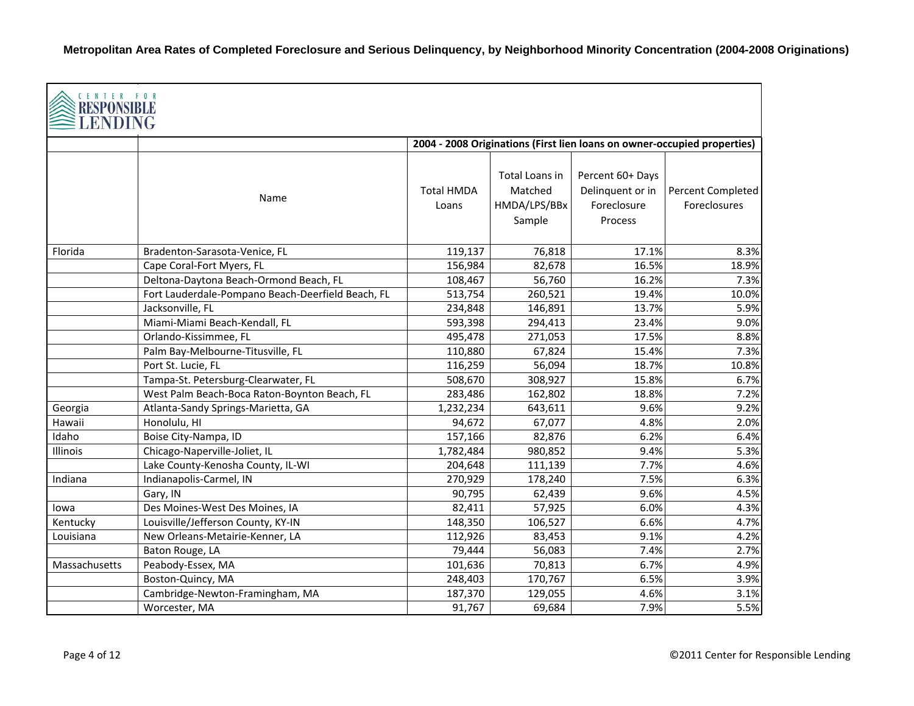**Metropolitan Area Rates of Completed Foreclosure and Serious Delinquency, by Neighborhood Minority Concentration (2004-2008 Originations)**

CENTER FOR RESPONSIBLE LENDING

| | | 2004 - 2008 Originations (First lien loans on owner-occupied properties) | | | |
|---|---|---|---|---|---|
| | Name | Total HMDA Loans | Total Loans in Matched HMDA/LPS/BBx Sample | Percent 60+ Days Delinquent or in Foreclosure Process | Percent Completed Foreclosures |
| Florida | Bradenton-Sarasota-Venice, FL | 119,137 | 76,818 | 17.1% | 8.3% |
| | Cape Coral-Fort Myers, FL | 156,984 | 82,678 | 16.5% | 18.9% |
| | Deltona-Daytona Beach-Ormond Beach, FL | 108,467 | 56,760 | 16.2% | 7.3% |
| | Fort Lauderdale-Pompano Beach-Deerfield Beach, FL | 513,754 | 260,521 | 19.4% | 10.0% |
| | Jacksonville, FL | 234,848 | 146,891 | 13.7% | 5.9% |
| | Miami-Miami Beach-Kendall, FL | 593,398 | 294,413 | 23.4% | 9.0% |
| | Orlando-Kissimmee, FL | 495,478 | 271,053 | 17.5% | 8.8% |
| | Palm Bay-Melbourne-Titusville, FL | 110,880 | 67,824 | 15.4% | 7.3% |
| | Port St. Lucie, FL | 116,259 | 56,094 | 18.7% | 10.8% |
| | Tampa-St. Petersburg-Clearwater, FL | 508,670 | 308,927 | 15.8% | 6.7% |
| | West Palm Beach-Boca Raton-Boynton Beach, FL | 283,486 | 162,802 | 18.8% | 7.2% |
| Georgia | Atlanta-Sandy Springs-Marietta, GA | 1,232,234 | 643,611 | 9.6% | 9.2% |
| Hawaii | Honolulu, HI | 94,672 | 67,077 | 4.8% | 2.0% |
| Idaho | Boise City-Nampa, ID | 157,166 | 82,876 | 6.2% | 6.4% |
| Illinois | Chicago-Naperville-Joliet, IL | 1,782,484 | 980,852 | 9.4% | 5.3% |
| | Lake County-Kenosha County, IL-WI | 204,648 | 111,139 | 7.7% | 4.6% |
| Indiana | Indianapolis-Carmel, IN | 270,929 | 178,240 | 7.5% | 6.3% |
| | Gary, IN | 90,795 | 62,439 | 9.6% | 4.5% |
| Iowa | Des Moines-West Des Moines, IA | 82,411 | 57,925 | 6.0% | 4.3% |
| Kentucky | Louisville/Jefferson County, KY-IN | 148,350 | 106,527 | 6.6% | 4.7% |
| Louisiana | New Orleans-Metairie-Kenner, LA | 112,926 | 83,453 | 9.1% | 4.2% |
| | Baton Rouge, LA | 79,444 | 56,083 | 7.4% | 2.7% |
| Massachusetts | Peabody-Essex, MA | 101,636 | 70,813 | 6.7% | 4.9% |
| | Boston-Quincy, MA | 248,403 | 170,767 | 6.5% | 3.9% |
| | Cambridge-Newton-Framingham, MA | 187,370 | 129,055 | 4.6% | 3.1% |
| | Worcester, MA | 91,767 | 69,684 | 7.9% | 5.5% |

©2011 Center for Responsible Lending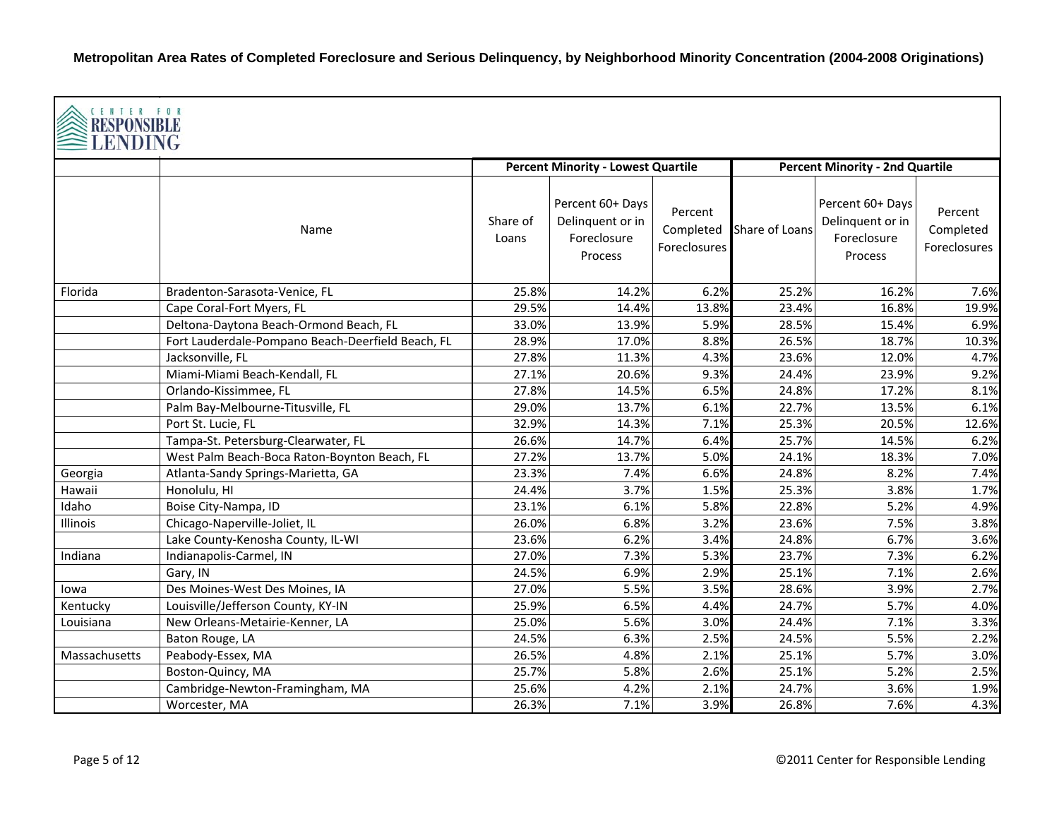**Metropolitan Area Rates of Completed Foreclosure and Serious Delinquency, by Neighborhood Minority Concentration (2004-2008 Originations)**

CENTER FOR RESPONSIBLE LENDING

| | | Percent Minority - Lowest Quartile | | | Percent Minority - 2nd Quartile | | |
|---|---|---|---|---|---|---|---|
| | Name | Share of Loans | Percent 60+ Days Delinquent or in Foreclosure Process | Percent Completed Foreclosures | Share of Loans | Percent 60+ Days Delinquent or in Foreclosure Process | Percent Completed Foreclosures |
| Florida | Bradenton-Sarasota-Venice, FL | 25.8% | 14.2% | 6.2% | 25.2% | 16.2% | 7.6% |
| | Cape Coral-Fort Myers, FL | 29.5% | 14.4% | 13.8% | 23.4% | 16.8% | 19.9% |
| | Deltona-Daytona Beach-Ormond Beach, FL | 33.0% | 13.9% | 5.9% | 28.5% | 15.4% | 6.9% |
| | Fort Lauderdale-Pompano Beach-Deerfield Beach, FL | 28.9% | 17.0% | 8.8% | 26.5% | 18.7% | 10.3% |
| | Jacksonville, FL | 27.8% | 11.3% | 4.3% | 23.6% | 12.0% | 4.7% |
| | Miami-Miami Beach-Kendall, FL | 27.1% | 20.6% | 9.3% | 24.4% | 23.9% | 9.2% |
| | Orlando-Kissimmee, FL | 27.8% | 14.5% | 6.5% | 24.8% | 17.2% | 8.1% |
| | Palm Bay-Melbourne-Titusville, FL | 29.0% | 13.7% | 6.1% | 22.7% | 13.5% | 6.1% |
| | Port St. Lucie, FL | 32.9% | 14.3% | 7.1% | 25.3% | 20.5% | 12.6% |
| | Tampa-St. Petersburg-Clearwater, FL | 26.6% | 14.7% | 6.4% | 25.7% | 14.5% | 6.2% |
| | West Palm Beach-Boca Raton-Boynton Beach, FL | 27.2% | 13.7% | 5.0% | 24.1% | 18.3% | 7.0% |
| Georgia | Atlanta-Sandy Springs-Marietta, GA | 23.3% | 7.4% | 6.6% | 24.8% | 8.2% | 7.4% |
| Hawaii | Honolulu, HI | 24.4% | 3.7% | 1.5% | 25.3% | 3.8% | 1.7% |
| Idaho | Boise City-Nampa, ID | 23.1% | 6.1% | 5.8% | 22.8% | 5.2% | 4.9% |
| Illinois | Chicago-Naperville-Joliet, IL | 26.0% | 6.8% | 3.2% | 23.6% | 7.5% | 3.8% |
| | Lake County-Kenosha County, IL-WI | 23.6% | 6.2% | 3.4% | 24.8% | 6.7% | 3.6% |
| Indiana | Indianapolis-Carmel, IN | 27.0% | 7.3% | 5.3% | 23.7% | 7.3% | 6.2% |
| | Gary, IN | 24.5% | 6.9% | 2.9% | 25.1% | 7.1% | 2.6% |
| Iowa | Des Moines-West Des Moines, IA | 27.0% | 5.5% | 3.5% | 28.6% | 3.9% | 2.7% |
| Kentucky | Louisville/Jefferson County, KY-IN | 25.9% | 6.5% | 4.4% | 24.7% | 5.7% | 4.0% |
| Louisiana | New Orleans-Metairie-Kenner, LA | 25.0% | 5.6% | 3.0% | 24.4% | 7.1% | 3.3% |
| | Baton Rouge, LA | 24.5% | 6.3% | 2.5% | 24.5% | 5.5% | 2.2% |
| Massachusetts | Peabody-Essex, MA | 26.5% | 4.8% | 2.1% | 25.1% | 5.7% | 3.0% |
| | Boston-Quincy, MA | 25.7% | 5.8% | 2.6% | 25.1% | 5.2% | 2.5% |
| | Cambridge-Newton-Framingham, MA | 25.6% | 4.2% | 2.1% | 24.7% | 3.6% | 1.9% |
| | Worcester, MA | 26.3% | 7.1% | 3.9% | 26.8% | 7.6% | 4.3% |

©2011 Center for Responsible Lending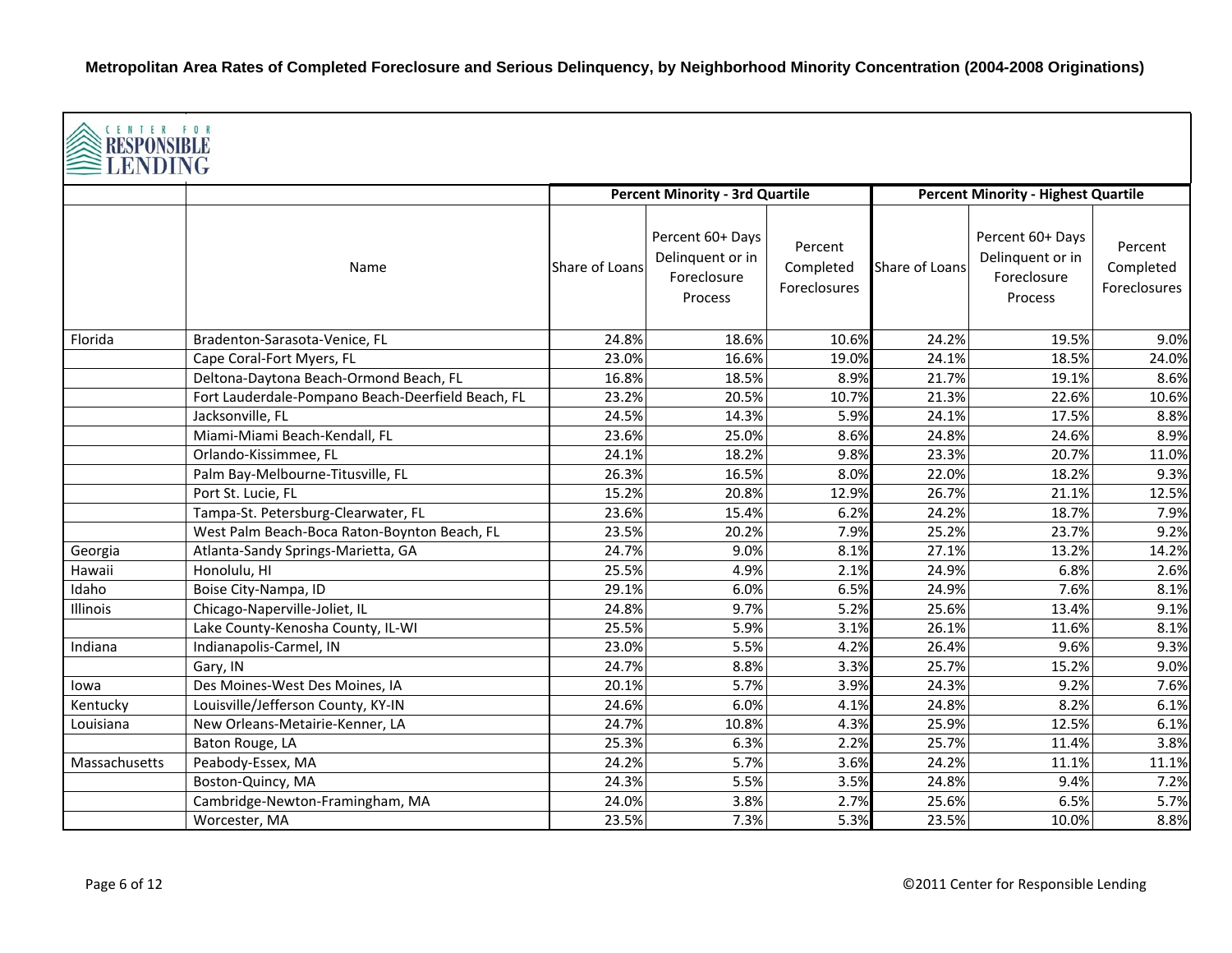**Metropolitan Area Rates of Completed Foreclosure and Serious Delinquency, by Neighborhood Minority Concentration (2004-2008 Originations)**

CENTER FOR RESPONSIBLE LENDING

| | | Percent Minority - 3rd Quartile | | | Percent Minority - Highest Quartile | | |
|---|---|---|---|---|---|---|---|
| | Name | Share of Loans | Percent 60+ Days Delinquent or in Foreclosure Process | Percent Completed Foreclosures | Share of Loans | Percent 60+ Days Delinquent or in Foreclosure Process | Percent Completed Foreclosures |
| Florida | Bradenton-Sarasota-Venice, FL | 24.8% | 18.6% | 10.6% | 24.2% | 19.5% | 9.0% |
| | Cape Coral-Fort Myers, FL | 23.0% | 16.6% | 19.0% | 24.1% | 18.5% | 24.0% |
| | Deltona-Daytona Beach-Ormond Beach, FL | 16.8% | 18.5% | 8.9% | 21.7% | 19.1% | 8.6% |
| | Fort Lauderdale-Pompano Beach-Deerfield Beach, FL | 23.2% | 20.5% | 10.7% | 21.3% | 22.6% | 10.6% |
| | Jacksonville, FL | 24.5% | 14.3% | 5.9% | 24.1% | 17.5% | 8.8% |
| | Miami-Miami Beach-Kendall, FL | 23.6% | 25.0% | 8.6% | 24.8% | 24.6% | 8.9% |
| | Orlando-Kissimmee, FL | 24.1% | 18.2% | 9.8% | 23.3% | 20.7% | 11.0% |
| | Palm Bay-Melbourne-Titusville, FL | 26.3% | 16.5% | 8.0% | 22.0% | 18.2% | 9.3% |
| | Port St. Lucie, FL | 15.2% | 20.8% | 12.9% | 26.7% | 21.1% | 12.5% |
| | Tampa-St. Petersburg-Clearwater, FL | 23.6% | 15.4% | 6.2% | 24.2% | 18.7% | 7.9% |
| | West Palm Beach-Boca Raton-Boynton Beach, FL | 23.5% | 20.2% | 7.9% | 25.2% | 23.7% | 9.2% |
| Georgia | Atlanta-Sandy Springs-Marietta, GA | 24.7% | 9.0% | 8.1% | 27.1% | 13.2% | 14.2% |
| Hawaii | Honolulu, HI | 25.5% | 4.9% | 2.1% | 24.9% | 6.8% | 2.6% |
| Idaho | Boise City-Nampa, ID | 29.1% | 6.0% | 6.5% | 24.9% | 7.6% | 8.1% |
| Illinois | Chicago-Naperville-Joliet, IL | 24.8% | 9.7% | 5.2% | 25.6% | 13.4% | 9.1% |
| | Lake County-Kenosha County, IL-WI | 25.5% | 5.9% | 3.1% | 26.1% | 11.6% | 8.1% |
| Indiana | Indianapolis-Carmel, IN | 23.0% | 5.5% | 4.2% | 26.4% | 9.6% | 9.3% |
| | Gary, IN | 24.7% | 8.8% | 3.3% | 25.7% | 15.2% | 9.0% |
| Iowa | Des Moines-West Des Moines, IA | 20.1% | 5.7% | 3.9% | 24.3% | 9.2% | 7.6% |
| Kentucky | Louisville/Jefferson County, KY-IN | 24.6% | 6.0% | 4.1% | 24.8% | 8.2% | 6.1% |
| Louisiana | New Orleans-Metairie-Kenner, LA | 24.7% | 10.8% | 4.3% | 25.9% | 12.5% | 6.1% |
| | Baton Rouge, LA | 25.3% | 6.3% | 2.2% | 25.7% | 11.4% | 3.8% |
| Massachusetts | Peabody-Essex, MA | 24.2% | 5.7% | 3.6% | 24.2% | 11.1% | 11.1% |
| | Boston-Quincy, MA | 24.3% | 5.5% | 3.5% | 24.8% | 9.4% | 7.2% |
| | Cambridge-Newton-Framingham, MA | 24.0% | 3.8% | 2.7% | 25.6% | 6.5% | 5.7% |
| | Worcester, MA | 23.5% | 7.3% | 5.3% | 23.5% | 10.0% | 8.8% |

©2011 Center for Responsible Lending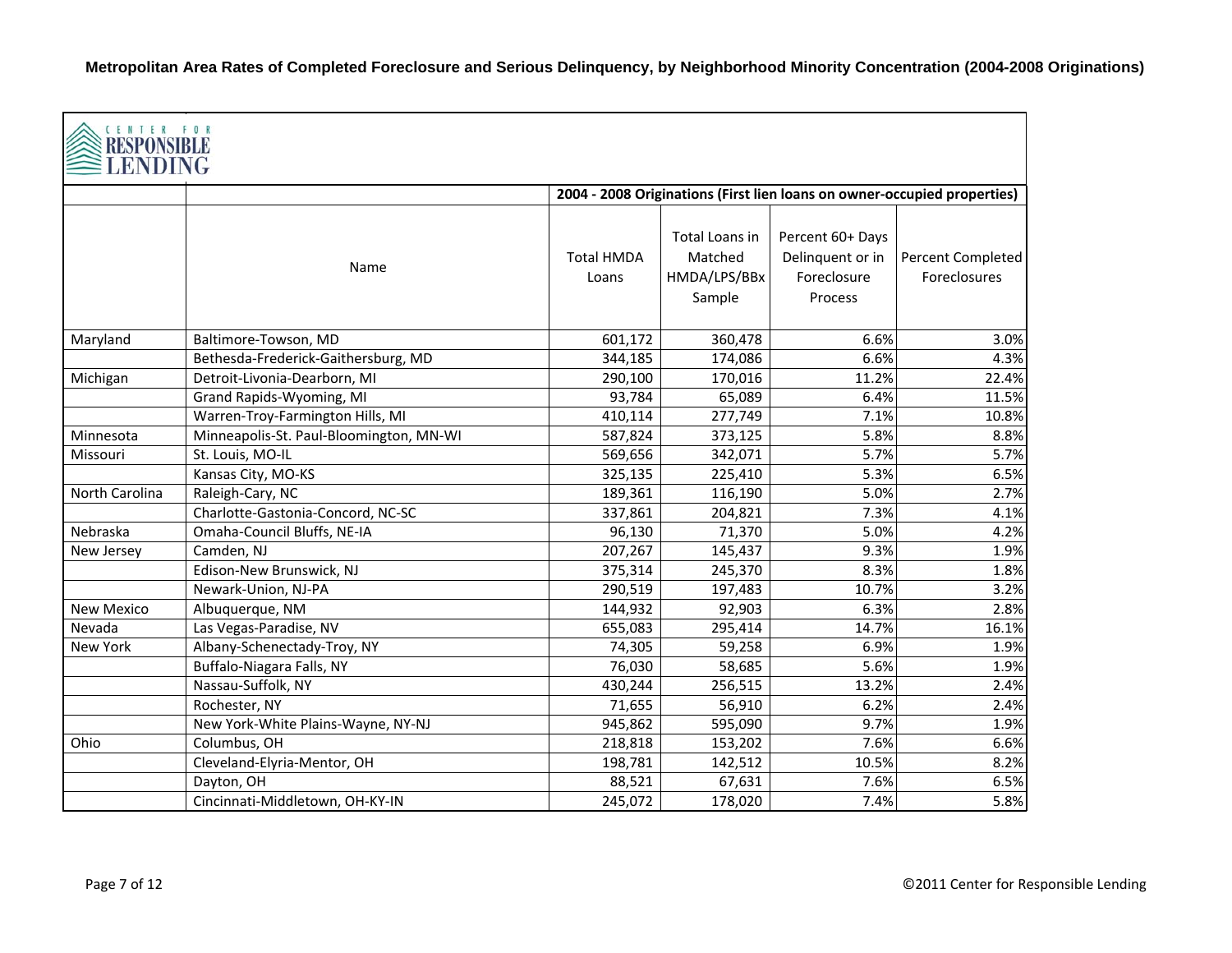**Metropolitan Area Rates of Completed Foreclosure and Serious Delinquency, by Neighborhood Minority Concentration (2004-2008 Originations)**

CENTER FOR RESPONSIBLE LENDING

| | | 2004 - 2008 Originations (First lien loans on owner-occupied properties) | | | |
|---|---|---|---|---|---|
| | Name | Total HMDA Loans | Total Loans in Matched HMDA/LPS/BBx Sample | Percent 60+ Days Delinquent or in Foreclosure Process | Percent Completed Foreclosures |
| Maryland | Baltimore-Towson, MD | 601,172 | 360,478 | 6.6% | 3.0% |
| | Bethesda-Frederick-Gaithersburg, MD | 344,185 | 174,086 | 6.6% | 4.3% |
| Michigan | Detroit-Livonia-Dearborn, MI | 290,100 | 170,016 | 11.2% | 22.4% |
| | Grand Rapids-Wyoming, MI | 93,784 | 65,089 | 6.4% | 11.5% |
| | Warren-Troy-Farmington Hills, MI | 410,114 | 277,749 | 7.1% | 10.8% |
| Minnesota | Minneapolis-St. Paul-Bloomington, MN-WI | 587,824 | 373,125 | 5.8% | 8.8% |
| Missouri | St. Louis, MO-IL | 569,656 | 342,071 | 5.7% | 5.7% |
| | Kansas City, MO-KS | 325,135 | 225,410 | 5.3% | 6.5% |
| North Carolina | Raleigh-Cary, NC | 189,361 | 116,190 | 5.0% | 2.7% |
| | Charlotte-Gastonia-Concord, NC-SC | 337,861 | 204,821 | 7.3% | 4.1% |
| Nebraska | Omaha-Council Bluffs, NE-IA | 96,130 | 71,370 | 5.0% | 4.2% |
| New Jersey | Camden, NJ | 207,267 | 145,437 | 9.3% | 1.9% |
| | Edison-New Brunswick, NJ | 375,314 | 245,370 | 8.3% | 1.8% |
| | Newark-Union, NJ-PA | 290,519 | 197,483 | 10.7% | 3.2% |
| New Mexico | Albuquerque, NM | 144,932 | 92,903 | 6.3% | 2.8% |
| Nevada | Las Vegas-Paradise, NV | 655,083 | 295,414 | 14.7% | 16.1% |
| New York | Albany-Schenectady-Troy, NY | 74,305 | 59,258 | 6.9% | 1.9% |
| | Buffalo-Niagara Falls, NY | 76,030 | 58,685 | 5.6% | 1.9% |
| | Nassau-Suffolk, NY | 430,244 | 256,515 | 13.2% | 2.4% |
| | Rochester, NY | 71,655 | 56,910 | 6.2% | 2.4% |
| | New York-White Plains-Wayne, NY-NJ | 945,862 | 595,090 | 9.7% | 1.9% |
| Ohio | Columbus, OH | 218,818 | 153,202 | 7.6% | 6.6% |
| | Cleveland-Elyria-Mentor, OH | 198,781 | 142,512 | 10.5% | 8.2% |
| | Dayton, OH | 88,521 | 67,631 | 7.6% | 6.5% |
| | Cincinnati-Middletown, OH-KY-IN | 245,072 | 178,020 | 7.4% | 5.8% |

©2011 Center for Responsible Lending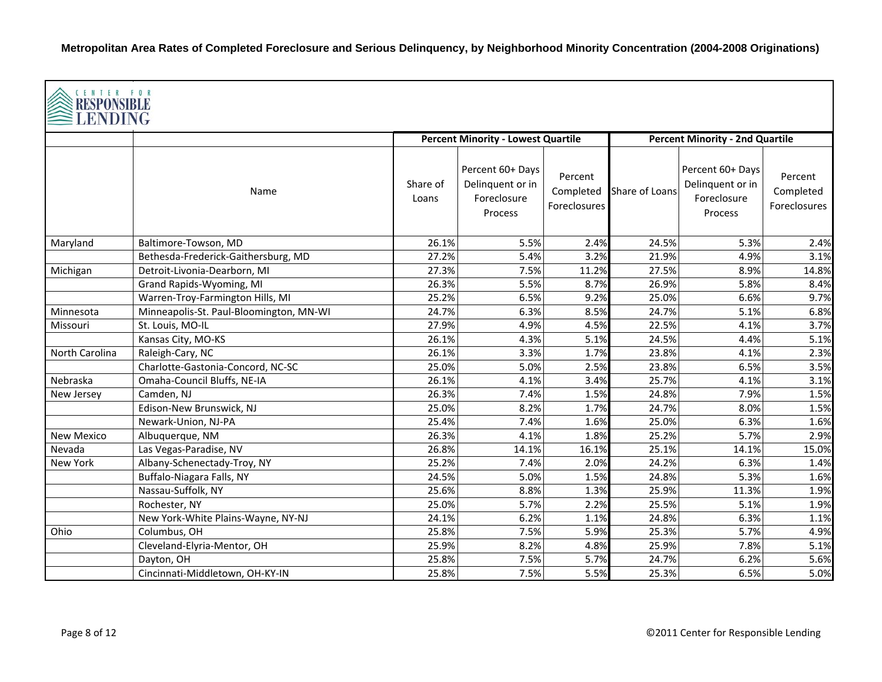**Metropolitan Area Rates of Completed Foreclosure and Serious Delinquency, by Neighborhood Minority Concentration (2004-2008 Originations)**

CENTER FOR RESPONSIBLE LENDING

| | | Percent Minority - Lowest Quartile | | | Percent Minority - 2nd Quartile | | |
|---|---|---|---|---|---|---|---|
| | Name | Share of Loans | Percent 60+ Days Delinquent or in Foreclosure Process | Percent Completed Foreclosures | Share of Loans | Percent 60+ Days Delinquent or in Foreclosure Process | Percent Completed Foreclosures |
| Maryland | Baltimore-Towson, MD | 26.1% | 5.5% | 2.4% | 24.5% | 5.3% | 2.4% |
| | Bethesda-Frederick-Gaithersburg, MD | 27.2% | 5.4% | 3.2% | 21.9% | 4.9% | 3.1% |
| Michigan | Detroit-Livonia-Dearborn, MI | 27.3% | 7.5% | 11.2% | 27.5% | 8.9% | 14.8% |
| | Grand Rapids-Wyoming, MI | 26.3% | 5.5% | 8.7% | 26.9% | 5.8% | 8.4% |
| | Warren-Troy-Farmington Hills, MI | 25.2% | 6.5% | 9.2% | 25.0% | 6.6% | 9.7% |
| Minnesota | Minneapolis-St. Paul-Bloomington, MN-WI | 24.7% | 6.3% | 8.5% | 24.7% | 5.1% | 6.8% |
| Missouri | St. Louis, MO-IL | 27.9% | 4.9% | 4.5% | 22.5% | 4.1% | 3.7% |
| | Kansas City, MO-KS | 26.1% | 4.3% | 5.1% | 24.5% | 4.4% | 5.1% |
| North Carolina | Raleigh-Cary, NC | 26.1% | 3.3% | 1.7% | 23.8% | 4.1% | 2.3% |
| | Charlotte-Gastonia-Concord, NC-SC | 25.0% | 5.0% | 2.5% | 23.8% | 6.5% | 3.5% |
| Nebraska | Omaha-Council Bluffs, NE-IA | 26.1% | 4.1% | 3.4% | 25.7% | 4.1% | 3.1% |
| New Jersey | Camden, NJ | 26.3% | 7.4% | 1.5% | 24.8% | 7.9% | 1.5% |
| | Edison-New Brunswick, NJ | 25.0% | 8.2% | 1.7% | 24.7% | 8.0% | 1.5% |
| | Newark-Union, NJ-PA | 25.4% | 7.4% | 1.6% | 25.0% | 6.3% | 1.6% |
| New Mexico | Albuquerque, NM | 26.3% | 4.1% | 1.8% | 25.2% | 5.7% | 2.9% |
| Nevada | Las Vegas-Paradise, NV | 26.8% | 14.1% | 16.1% | 25.1% | 14.1% | 15.0% |
| New York | Albany-Schenectady-Troy, NY | 25.2% | 7.4% | 2.0% | 24.2% | 6.3% | 1.4% |
| | Buffalo-Niagara Falls, NY | 24.5% | 5.0% | 1.5% | 24.8% | 5.3% | 1.6% |
| | Nassau-Suffolk, NY | 25.6% | 8.8% | 1.3% | 25.9% | 11.3% | 1.9% |
| | Rochester, NY | 25.0% | 5.7% | 2.2% | 25.5% | 5.1% | 1.9% |
| | New York-White Plains-Wayne, NY-NJ | 24.1% | 6.2% | 1.1% | 24.8% | 6.3% | 1.1% |
| Ohio | Columbus, OH | 25.8% | 7.5% | 5.9% | 25.3% | 5.7% | 4.9% |
| | Cleveland-Elyria-Mentor, OH | 25.9% | 8.2% | 4.8% | 25.9% | 7.8% | 5.1% |
| | Dayton, OH | 25.8% | 7.5% | 5.7% | 24.7% | 6.2% | 5.6% |
| | Cincinnati-Middletown, OH-KY-IN | 25.8% | 7.5% | 5.5% | 25.3% | 6.5% | 5.0% |

©2011 Center for Responsible Lending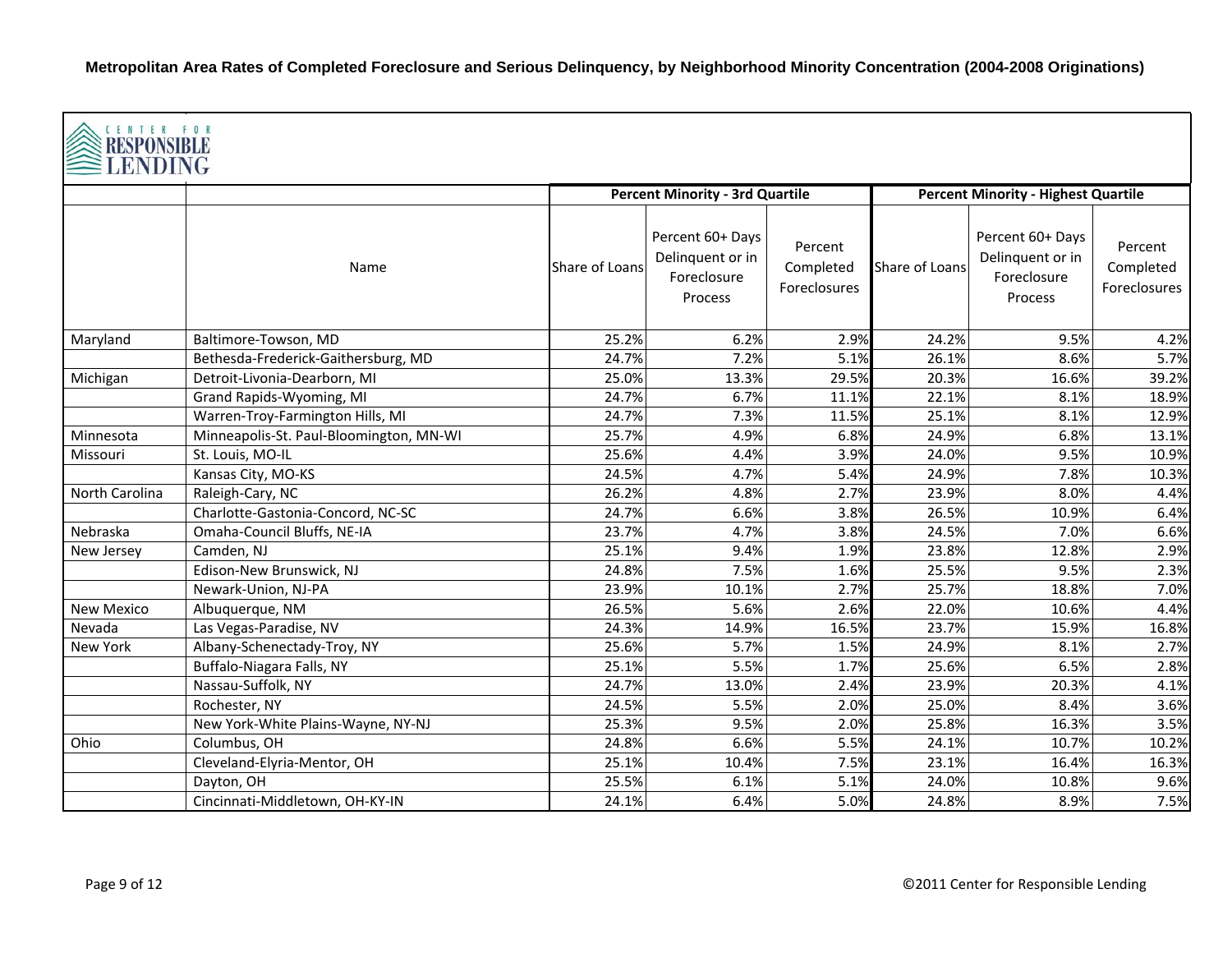**Metropolitan Area Rates of Completed Foreclosure and Serious Delinquency, by Neighborhood Minority Concentration (2004-2008 Originations)**

CENTER FOR RESPONSIBLE LENDING

| | | Percent Minority - 3rd Quartile | | | Percent Minority - Highest Quartile | | |
|---|---|---|---|---|---|---|---|
| | Name | Share of Loans | Percent 60+ Days Delinquent or in Foreclosure Process | Percent Completed Foreclosures | Share of Loans | Percent 60+ Days Delinquent or in Foreclosure Process | Percent Completed Foreclosures |
| Maryland | Baltimore-Towson, MD | 25.2% | 6.2% | 2.9% | 24.2% | 9.5% | 4.2% |
| | Bethesda-Frederick-Gaithersburg, MD | 24.7% | 7.2% | 5.1% | 26.1% | 8.6% | 5.7% |
| Michigan | Detroit-Livonia-Dearborn, MI | 25.0% | 13.3% | 29.5% | 20.3% | 16.6% | 39.2% |
| | Grand Rapids-Wyoming, MI | 24.7% | 6.7% | 11.1% | 22.1% | 8.1% | 18.9% |
| | Warren-Troy-Farmington Hills, MI | 24.7% | 7.3% | 11.5% | 25.1% | 8.1% | 12.9% |
| Minnesota | Minneapolis-St. Paul-Bloomington, MN-WI | 25.7% | 4.9% | 6.8% | 24.9% | 6.8% | 13.1% |
| Missouri | St. Louis, MO-IL | 25.6% | 4.4% | 3.9% | 24.0% | 9.5% | 10.9% |
| | Kansas City, MO-KS | 24.5% | 4.7% | 5.4% | 24.9% | 7.8% | 10.3% |
| North Carolina | Raleigh-Cary, NC | 26.2% | 4.8% | 2.7% | 23.9% | 8.0% | 4.4% |
| | Charlotte-Gastonia-Concord, NC-SC | 24.7% | 6.6% | 3.8% | 26.5% | 10.9% | 6.4% |
| Nebraska | Omaha-Council Bluffs, NE-IA | 23.7% | 4.7% | 3.8% | 24.5% | 7.0% | 6.6% |
| New Jersey | Camden, NJ | 25.1% | 9.4% | 1.9% | 23.8% | 12.8% | 2.9% |
| | Edison-New Brunswick, NJ | 24.8% | 7.5% | 1.6% | 25.5% | 9.5% | 2.3% |
| | Newark-Union, NJ-PA | 23.9% | 10.1% | 2.7% | 25.7% | 18.8% | 7.0% |
| New Mexico | Albuquerque, NM | 26.5% | 5.6% | 2.6% | 22.0% | 10.6% | 4.4% |
| Nevada | Las Vegas-Paradise, NV | 24.3% | 14.9% | 16.5% | 23.7% | 15.9% | 16.8% |
| New York | Albany-Schenectady-Troy, NY | 25.6% | 5.7% | 1.5% | 24.9% | 8.1% | 2.7% |
| | Buffalo-Niagara Falls, NY | 25.1% | 5.5% | 1.7% | 25.6% | 6.5% | 2.8% |
| | Nassau-Suffolk, NY | 24.7% | 13.0% | 2.4% | 23.9% | 20.3% | 4.1% |
| | Rochester, NY | 24.5% | 5.5% | 2.0% | 25.0% | 8.4% | 3.6% |
| | New York-White Plains-Wayne, NY-NJ | 25.3% | 9.5% | 2.0% | 25.8% | 16.3% | 3.5% |
| Ohio | Columbus, OH | 24.8% | 6.6% | 5.5% | 24.1% | 10.7% | 10.2% |
| | Cleveland-Elyria-Mentor, OH | 25.1% | 10.4% | 7.5% | 23.1% | 16.4% | 16.3% |
| | Dayton, OH | 25.5% | 6.1% | 5.1% | 24.0% | 10.8% | 9.6% |
| | Cincinnati-Middletown, OH-KY-IN | 24.1% | 6.4% | 5.0% | 24.8% | 8.9% | 7.5% |

©2011 Center for Responsible Lending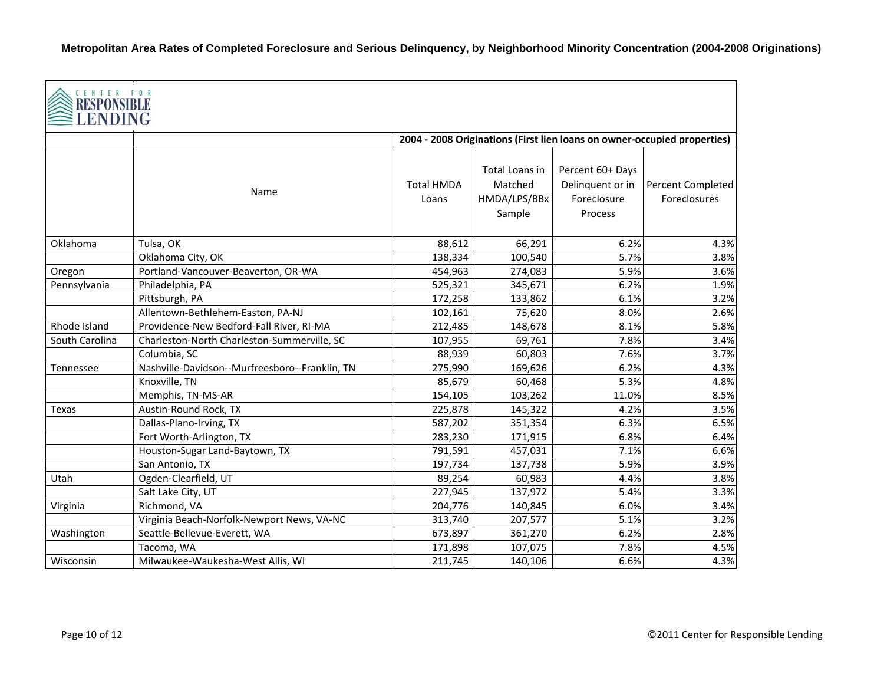**Metropolitan Area Rates of Completed Foreclosure and Serious Delinquency, by Neighborhood Minority Concentration (2004-2008 Originations)**

CENTER FOR RESPONSIBLE LENDING

| | | 2004 - 2008 Originations (First lien loans on owner-occupied properties) | | | |
|---|---|---|---|---|---|
| | Name | Total HMDA Loans | Total Loans in Matched HMDA/LPS/BBx Sample | Percent 60+ Days Delinquent or in Foreclosure Process | Percent Completed Foreclosures |
| Oklahoma | Tulsa, OK | 88,612 | 66,291 | 6.2% | 4.3% |
| | Oklahoma City, OK | 138,334 | 100,540 | 5.7% | 3.8% |
| Oregon | Portland-Vancouver-Beaverton, OR-WA | 454,963 | 274,083 | 5.9% | 3.6% |
| Pennsylvania | Philadelphia, PA | 525,321 | 345,671 | 6.2% | 1.9% |
| | Pittsburgh, PA | 172,258 | 133,862 | 6.1% | 3.2% |
| | Allentown-Bethlehem-Easton, PA-NJ | 102,161 | 75,620 | 8.0% | 2.6% |
| Rhode Island | Providence-New Bedford-Fall River, RI-MA | 212,485 | 148,678 | 8.1% | 5.8% |
| South Carolina | Charleston-North Charleston-Summerville, SC | 107,955 | 69,761 | 7.8% | 3.4% |
| | Columbia, SC | 88,939 | 60,803 | 7.6% | 3.7% |
| Tennessee | Nashville-Davidson--Murfreesboro--Franklin, TN | 275,990 | 169,626 | 6.2% | 4.3% |
| | Knoxville, TN | 85,679 | 60,468 | 5.3% | 4.8% |
| | Memphis, TN-MS-AR | 154,105 | 103,262 | 11.0% | 8.5% |
| Texas | Austin-Round Rock, TX | 225,878 | 145,322 | 4.2% | 3.5% |
| | Dallas-Plano-Irving, TX | 587,202 | 351,354 | 6.3% | 6.5% |
| | Fort Worth-Arlington, TX | 283,230 | 171,915 | 6.8% | 6.4% |
| | Houston-Sugar Land-Baytown, TX | 791,591 | 457,031 | 7.1% | 6.6% |
| | San Antonio, TX | 197,734 | 137,738 | 5.9% | 3.9% |
| Utah | Ogden-Clearfield, UT | 89,254 | 60,983 | 4.4% | 3.8% |
| | Salt Lake City, UT | 227,945 | 137,972 | 5.4% | 3.3% |
| Virginia | Richmond, VA | 204,776 | 140,845 | 6.0% | 3.4% |
| | Virginia Beach-Norfolk-Newport News, VA-NC | 313,740 | 207,577 | 5.1% | 3.2% |
| Washington | Seattle-Bellevue-Everett, WA | 673,897 | 361,270 | 6.2% | 2.8% |
| | Tacoma, WA | 171,898 | 107,075 | 7.8% | 4.5% |
| Wisconsin | Milwaukee-Waukesha-West Allis, WI | 211,745 | 140,106 | 6.6% | 4.3% |

©2011 Center for Responsible Lending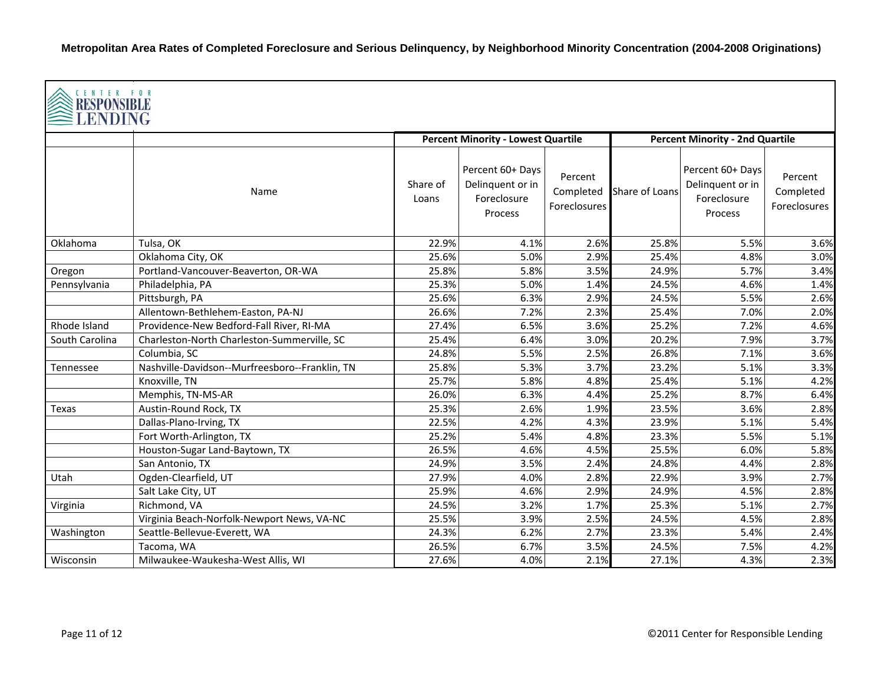**Metropolitan Area Rates of Completed Foreclosure and Serious Delinquency, by Neighborhood Minority Concentration (2004-2008 Originations)**

CENTER FOR RESPONSIBLE LENDING

| | | Percent Minority - Lowest Quartile | | | Percent Minority - 2nd Quartile | | |
|---|---|---|---|---|---|---|---|
| | Name | Share of Loans | Percent 60+ Days Delinquent or in Foreclosure Process | Percent Completed Foreclosures | Share of Loans | Percent 60+ Days Delinquent or in Foreclosure Process | Percent Completed Foreclosures |
| Oklahoma | Tulsa, OK | 22.9% | 4.1% | 2.6% | 25.8% | 5.5% | 3.6% |
| | Oklahoma City, OK | 25.6% | 5.0% | 2.9% | 25.4% | 4.8% | 3.0% |
| Oregon | Portland-Vancouver-Beaverton, OR-WA | 25.8% | 5.8% | 3.5% | 24.9% | 5.7% | 3.4% |
| Pennsylvania | Philadelphia, PA | 25.3% | 5.0% | 1.4% | 24.5% | 4.6% | 1.4% |
| | Pittsburgh, PA | 25.6% | 6.3% | 2.9% | 24.5% | 5.5% | 2.6% |
| | Allentown-Bethlehem-Easton, PA-NJ | 26.6% | 7.2% | 2.3% | 25.4% | 7.0% | 2.0% |
| Rhode Island | Providence-New Bedford-Fall River, RI-MA | 27.4% | 6.5% | 3.6% | 25.2% | 7.2% | 4.6% |
| South Carolina | Charleston-North Charleston-Summerville, SC | 25.4% | 6.4% | 3.0% | 20.2% | 7.9% | 3.7% |
| | Columbia, SC | 24.8% | 5.5% | 2.5% | 26.8% | 7.1% | 3.6% |
| Tennessee | Nashville-Davidson--Murfreesboro--Franklin, TN | 25.8% | 5.3% | 3.7% | 23.2% | 5.1% | 3.3% |
| | Knoxville, TN | 25.7% | 5.8% | 4.8% | 25.4% | 5.1% | 4.2% |
| | Memphis, TN-MS-AR | 26.0% | 6.3% | 4.4% | 25.2% | 8.7% | 6.4% |
| Texas | Austin-Round Rock, TX | 25.3% | 2.6% | 1.9% | 23.5% | 3.6% | 2.8% |
| | Dallas-Plano-Irving, TX | 22.5% | 4.2% | 4.3% | 23.9% | 5.1% | 5.4% |
| | Fort Worth-Arlington, TX | 25.2% | 5.4% | 4.8% | 23.3% | 5.5% | 5.1% |
| | Houston-Sugar Land-Baytown, TX | 26.5% | 4.6% | 4.5% | 25.5% | 6.0% | 5.8% |
| | San Antonio, TX | 24.9% | 3.5% | 2.4% | 24.8% | 4.4% | 2.8% |
| Utah | Ogden-Clearfield, UT | 27.9% | 4.0% | 2.8% | 22.9% | 3.9% | 2.7% |
| | Salt Lake City, UT | 25.9% | 4.6% | 2.9% | 24.9% | 4.5% | 2.8% |
| Virginia | Richmond, VA | 24.5% | 3.2% | 1.7% | 25.3% | 5.1% | 2.7% |
| | Virginia Beach-Norfolk-Newport News, VA-NC | 25.5% | 3.9% | 2.5% | 24.5% | 4.5% | 2.8% |
| Washington | Seattle-Bellevue-Everett, WA | 24.3% | 6.2% | 2.7% | 23.3% | 5.4% | 2.4% |
| | Tacoma, WA | 26.5% | 6.7% | 3.5% | 24.5% | 7.5% | 4.2% |
| Wisconsin | Milwaukee-Waukesha-West Allis, WI | 27.6% | 4.0% | 2.1% | 27.1% | 4.3% | 2.3% |

©2011 Center for Responsible Lending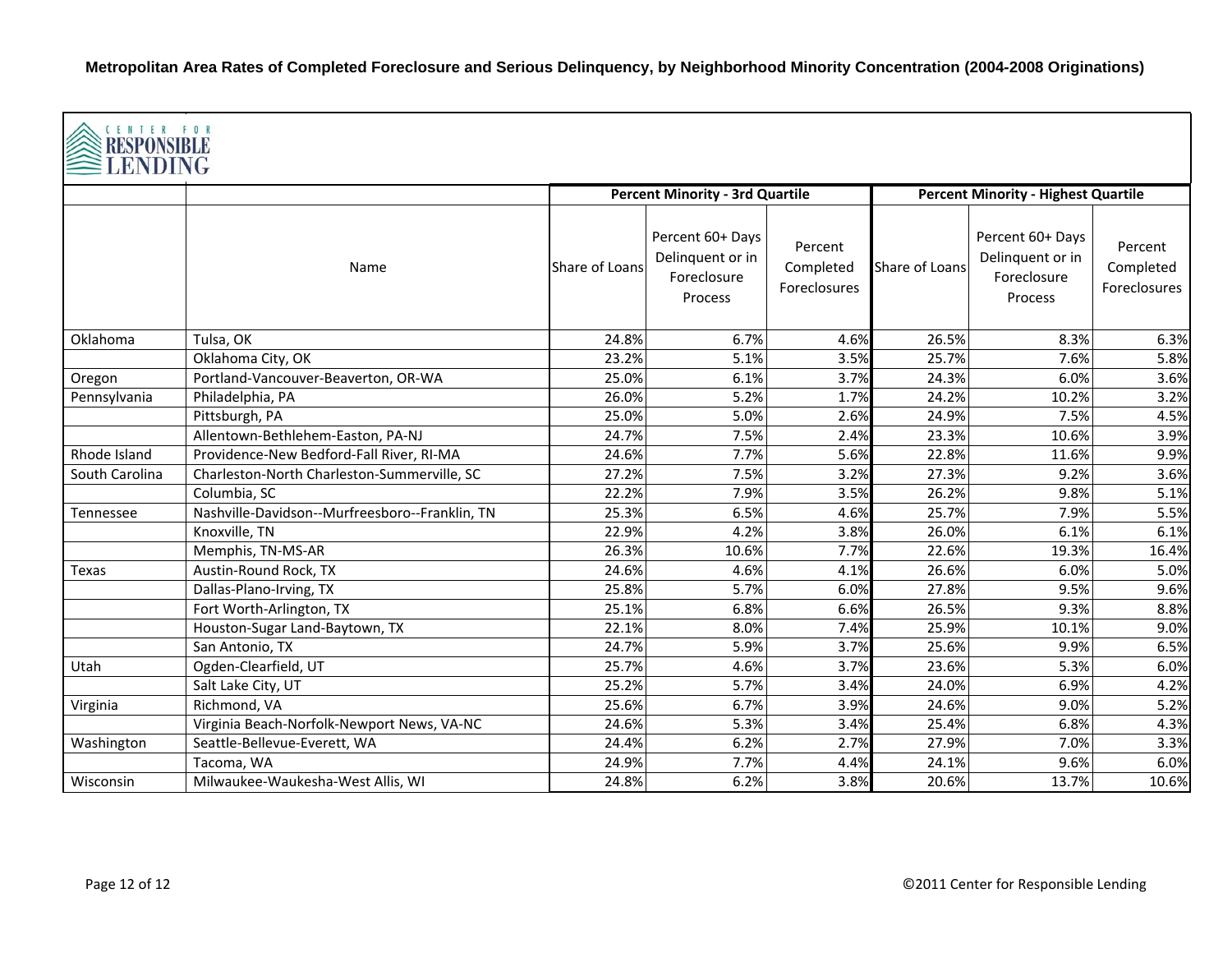**Metropolitan Area Rates of Completed Foreclosure and Serious Delinquency, by Neighborhood Minority Concentration (2004-2008 Originations)**

CENTER FOR RESPONSIBLE LENDING

| | | Percent Minority - 3rd Quartile | | | Percent Minority - Highest Quartile | | |
|---|---|---|---|---|---|---|---|
| | Name | Share of Loans | Percent 60+ Days Delinquent or in Foreclosure Process | Percent Completed Foreclosures | Share of Loans | Percent 60+ Days Delinquent or in Foreclosure Process | Percent Completed Foreclosures |
| Oklahoma | Tulsa, OK | 24.8% | 6.7% | 4.6% | 26.5% | 8.3% | 6.3% |
| | Oklahoma City, OK | 23.2% | 5.1% | 3.5% | 25.7% | 7.6% | 5.8% |
| Oregon | Portland-Vancouver-Beaverton, OR-WA | 25.0% | 6.1% | 3.7% | 24.3% | 6.0% | 3.6% |
| Pennsylvania | Philadelphia, PA | 26.0% | 5.2% | 1.7% | 24.2% | 10.2% | 3.2% |
| | Pittsburgh, PA | 25.0% | 5.0% | 2.6% | 24.9% | 7.5% | 4.5% |
| | Allentown-Bethlehem-Easton, PA-NJ | 24.7% | 7.5% | 2.4% | 23.3% | 10.6% | 3.9% |
| Rhode Island | Providence-New Bedford-Fall River, RI-MA | 24.6% | 7.7% | 5.6% | 22.8% | 11.6% | 9.9% |
| South Carolina | Charleston-North Charleston-Summerville, SC | 27.2% | 7.5% | 3.2% | 27.3% | 9.2% | 3.6% |
| | Columbia, SC | 22.2% | 7.9% | 3.5% | 26.2% | 9.8% | 5.1% |
| Tennessee | Nashville-Davidson--Murfreesboro--Franklin, TN | 25.3% | 6.5% | 4.6% | 25.7% | 7.9% | 5.5% |
| | Knoxville, TN | 22.9% | 4.2% | 3.8% | 26.0% | 6.1% | 6.1% |
| | Memphis, TN-MS-AR | 26.3% | 10.6% | 7.7% | 22.6% | 19.3% | 16.4% |
| Texas | Austin-Round Rock, TX | 24.6% | 4.6% | 4.1% | 26.6% | 6.0% | 5.0% |
| | Dallas-Plano-Irving, TX | 25.8% | 5.7% | 6.0% | 27.8% | 9.5% | 9.6% |
| | Fort Worth-Arlington, TX | 25.1% | 6.8% | 6.6% | 26.5% | 9.3% | 8.8% |
| | Houston-Sugar Land-Baytown, TX | 22.1% | 8.0% | 7.4% | 25.9% | 10.1% | 9.0% |
| | San Antonio, TX | 24.7% | 5.9% | 3.7% | 25.6% | 9.9% | 6.5% |
| Utah | Ogden-Clearfield, UT | 25.7% | 4.6% | 3.7% | 23.6% | 5.3% | 6.0% |
| | Salt Lake City, UT | 25.2% | 5.7% | 3.4% | 24.0% | 6.9% | 4.2% |
| Virginia | Richmond, VA | 25.6% | 6.7% | 3.9% | 24.6% | 9.0% | 5.2% |
| | Virginia Beach-Norfolk-Newport News, VA-NC | 24.6% | 5.3% | 3.4% | 25.4% | 6.8% | 4.3% |
| Washington | Seattle-Bellevue-Everett, WA | 24.4% | 6.2% | 2.7% | 27.9% | 7.0% | 3.3% |
| | Tacoma, WA | 24.9% | 7.7% | 4.4% | 24.1% | 9.6% | 6.0% |
| Wisconsin | Milwaukee-Waukesha-West Allis, WI | 24.8% | 6.2% | 3.8% | 20.6% | 13.7% | 10.6% |

©2011 Center for Responsible Lending